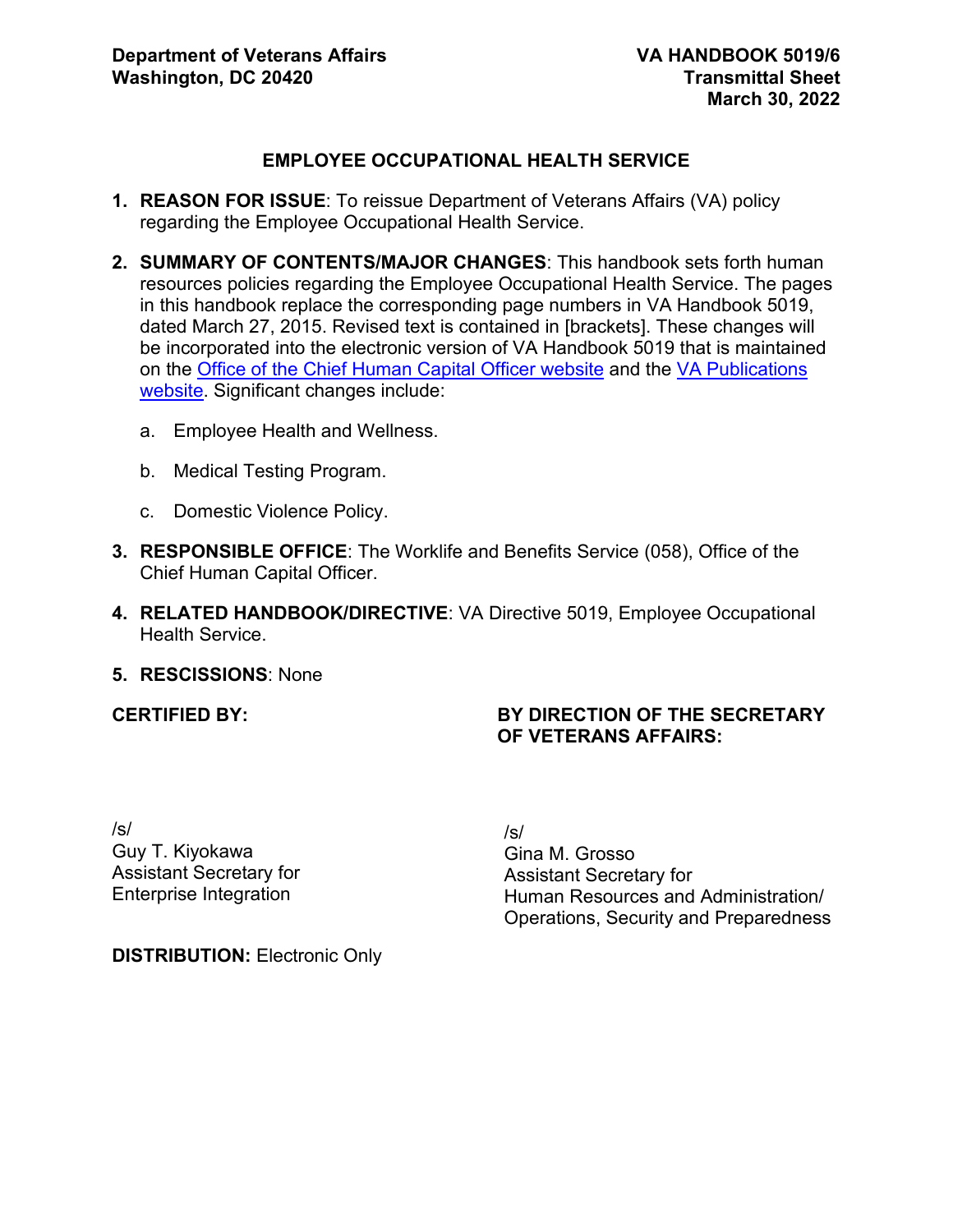**Department of Veterans Affairs**
**Washington, DC 20420**

**VA HANDBOOK 5019/6**
**Transmittal Sheet**
**March 30, 2022**

## EMPLOYEE OCCUPATIONAL HEALTH SERVICE

1. **REASON FOR ISSUE**: To reissue Department of Veterans Affairs (VA) policy regarding the Employee Occupational Health Service.

2. **SUMMARY OF CONTENTS/MAJOR CHANGES**: This handbook sets forth human resources policies regarding the Employee Occupational Health Service. The pages in this handbook replace the corresponding page numbers in VA Handbook 5019, dated March 27, 2015. Revised text is contained in [brackets]. These changes will be incorporated into the electronic version of VA Handbook 5019 that is maintained on the Office of the Chief Human Capital Officer website and the VA Publications website. Significant changes include:

   a. Employee Health and Wellness.

   b. Medical Testing Program.

   c. Domestic Violence Policy.

3. **RESPONSIBLE OFFICE**: The Worklife and Benefits Service (058), Office of the Chief Human Capital Officer.

4. **RELATED HANDBOOK/DIRECTIVE**: VA Directive 5019, Employee Occupational Health Service.

5. **RESCISSIONS**: None

**CERTIFIED BY:**

/s/
Guy T. Kiyokawa
Assistant Secretary for
Enterprise Integration

**BY DIRECTION OF THE SECRETARY OF VETERANS AFFAIRS:**

/s/
Gina M. Grosso
Assistant Secretary for
Human Resources and Administration/
Operations, Security and Preparedness

**DISTRIBUTION:** Electronic Only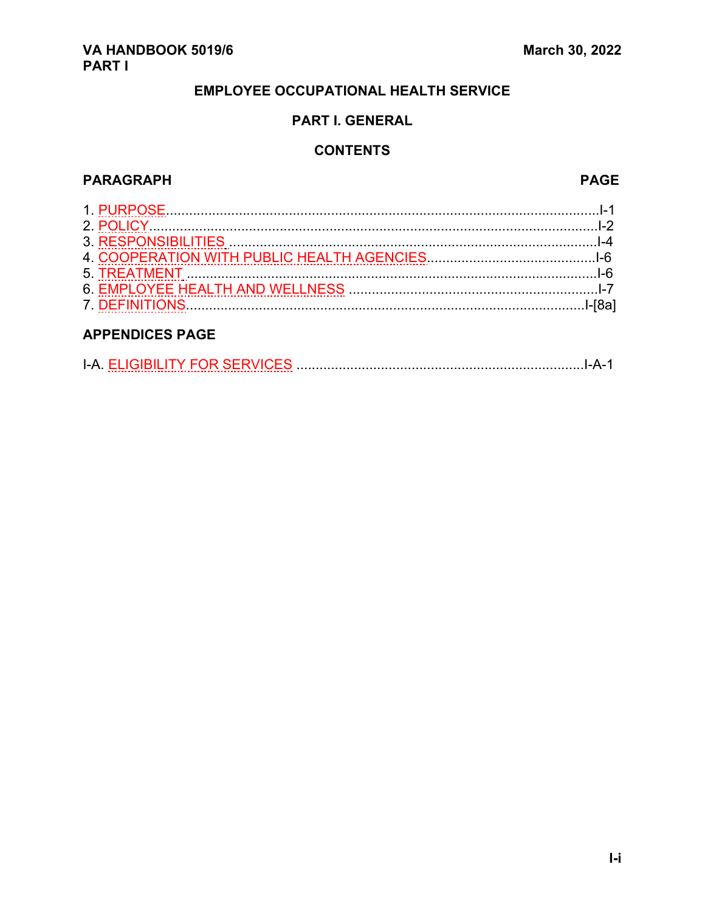# EMPLOYEE OCCUPATIONAL HEALTH SERVICE

## PART I. GENERAL

## CONTENTS

| PARAGRAPH | PAGE |
| --- | --- |
| 1. PURPOSE | I-1 |
| 2. POLICY | I-2 |
| 3. RESPONSIBILITIES | I-4 |
| 4. COOPERATION WITH PUBLIC HEALTH AGENCIES | I-6 |
| 5. TREATMENT | I-6 |
| 6. EMPLOYEE HEALTH AND WELLNESS | I-7 |
| 7. DEFINITIONS | I-[8a] |

| APPENDICES | PAGE |
| --- | --- |
| I-A. ELIGIBILITY FOR SERVICES | I-A-1 |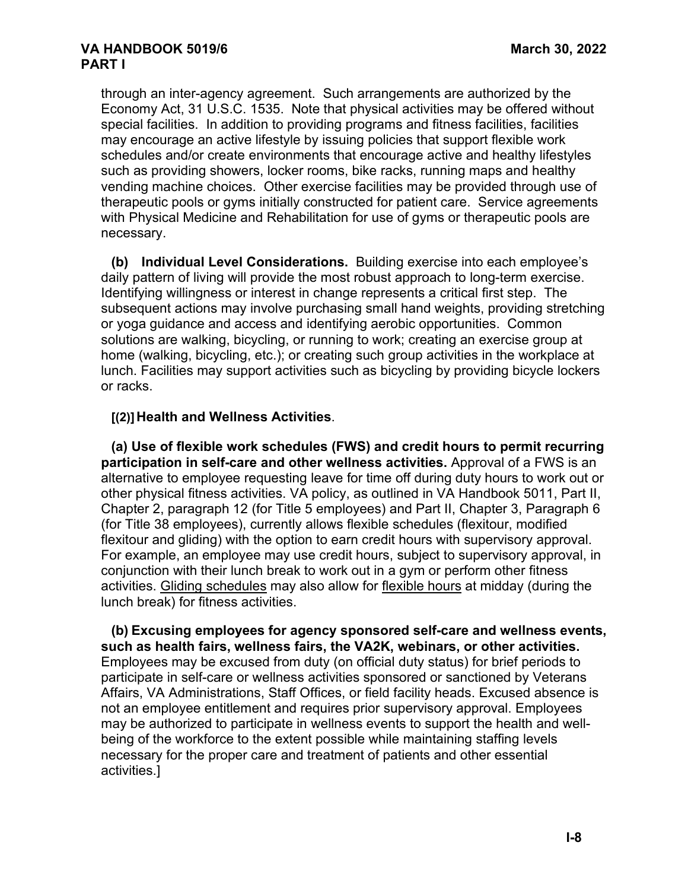through an inter-agency agreement. Such arrangements are authorized by the Economy Act, 31 U.S.C. 1535. Note that physical activities may be offered without special facilities. In addition to providing programs and fitness facilities, facilities may encourage an active lifestyle by issuing policies that support flexible work schedules and/or create environments that encourage active and healthy lifestyles such as providing showers, locker rooms, bike racks, running maps and healthy vending machine choices. Other exercise facilities may be provided through use of therapeutic pools or gyms initially constructed for patient care. Service agreements with Physical Medicine and Rehabilitation for use of gyms or therapeutic pools are necessary.

**(b) Individual Level Considerations.** Building exercise into each employee's daily pattern of living will provide the most robust approach to long-term exercise. Identifying willingness or interest in change represents a critical first step. The subsequent actions may involve purchasing small hand weights, providing stretching or yoga guidance and access and identifying aerobic opportunities. Common solutions are walking, bicycling, or running to work; creating an exercise group at home (walking, bicycling, etc.); or creating such group activities in the workplace at lunch. Facilities may support activities such as bicycling by providing bicycle lockers or racks.

**[(2)] Health and Wellness Activities**.

**(a) Use of flexible work schedules (FWS) and credit hours to permit recurring participation in self-care and other wellness activities.** Approval of a FWS is an alternative to employee requesting leave for time off during duty hours to work out or other physical fitness activities. VA policy, as outlined in VA Handbook 5011, Part II, Chapter 2, paragraph 12 (for Title 5 employees) and Part II, Chapter 3, Paragraph 6 (for Title 38 employees), currently allows flexible schedules (flexitour, modified flexitour and gliding) with the option to earn credit hours with supervisory approval. For example, an employee may use credit hours, subject to supervisory approval, in conjunction with their lunch break to work out in a gym or perform other fitness activities. Gliding schedules may also allow for flexible hours at midday (during the lunch break) for fitness activities.

**(b) Excusing employees for agency sponsored self-care and wellness events, such as health fairs, wellness fairs, the VA2K, webinars, or other activities.** Employees may be excused from duty (on official duty status) for brief periods to participate in self-care or wellness activities sponsored or sanctioned by Veterans Affairs, VA Administrations, Staff Offices, or field facility heads. Excused absence is not an employee entitlement and requires prior supervisory approval. Employees may be authorized to participate in wellness events to support the health and well-being of the workforce to the extent possible while maintaining staffing levels necessary for the proper care and treatment of patients and other essential activities.]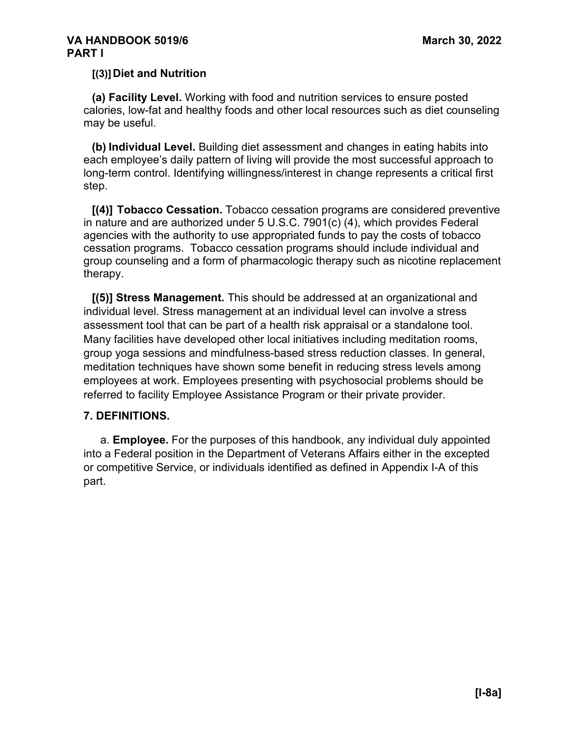**[(3)] Diet and Nutrition**

**(a) Facility Level.** Working with food and nutrition services to ensure posted calories, low-fat and healthy foods and other local resources such as diet counseling may be useful.

**(b) Individual Level.** Building diet assessment and changes in eating habits into each employee's daily pattern of living will provide the most successful approach to long-term control. Identifying willingness/interest in change represents a critical first step.

**[(4)] Tobacco Cessation.** Tobacco cessation programs are considered preventive in nature and are authorized under 5 U.S.C. 7901(c) (4), which provides Federal agencies with the authority to use appropriated funds to pay the costs of tobacco cessation programs. Tobacco cessation programs should include individual and group counseling and a form of pharmacologic therapy such as nicotine replacement therapy.

**[(5)] Stress Management.** This should be addressed at an organizational and individual level. Stress management at an individual level can involve a stress assessment tool that can be part of a health risk appraisal or a standalone tool. Many facilities have developed other local initiatives including meditation rooms, group yoga sessions and mindfulness-based stress reduction classes. In general, meditation techniques have shown some benefit in reducing stress levels among employees at work. Employees presenting with psychosocial problems should be referred to facility Employee Assistance Program or their private provider.

## 7. DEFINITIONS.

a. **Employee.** For the purposes of this handbook, any individual duly appointed into a Federal position in the Department of Veterans Affairs either in the excepted or competitive Service, or individuals identified as defined in Appendix I-A of this part.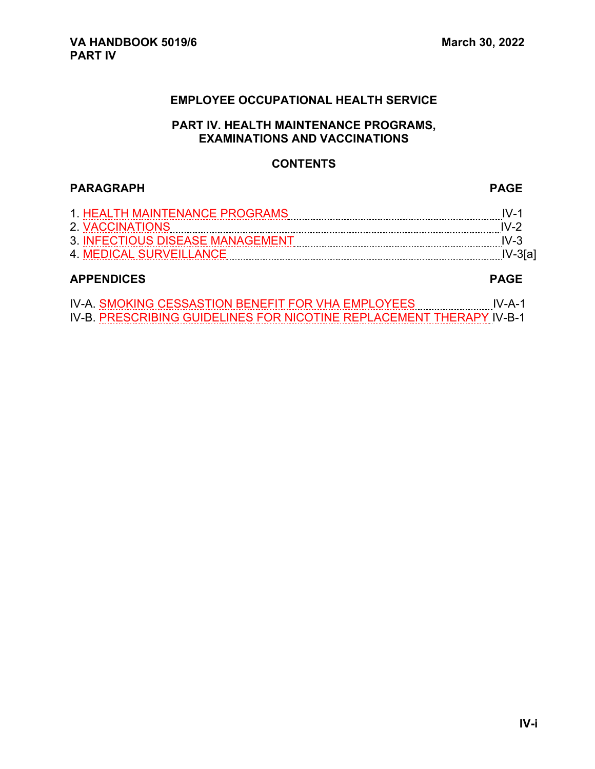VA HANDBOOK 5019/6
PART IV

March 30, 2022

# EMPLOYEE OCCUPATIONAL HEALTH SERVICE

## PART IV. HEALTH MAINTENANCE PROGRAMS, EXAMINATIONS AND VACCINATIONS

### CONTENTS

| PARAGRAPH | PAGE |
|---|---|
| 1. HEALTH MAINTENANCE PROGRAMS | IV-1 |
| 2. VACCINATIONS | IV-2 |
| 3. INFECTIOUS DISEASE MANAGEMENT | IV-3 |
| 4. MEDICAL SURVEILLANCE | IV-3[a] |

| APPENDICES | PAGE |
|---|---|
| IV-A. SMOKING CESSASTION BENEFIT FOR VHA EMPLOYEES | IV-A-1 |
| IV-B. PRESCRIBING GUIDELINES FOR NICOTINE REPLACEMENT THERAPY | IV-B-1 |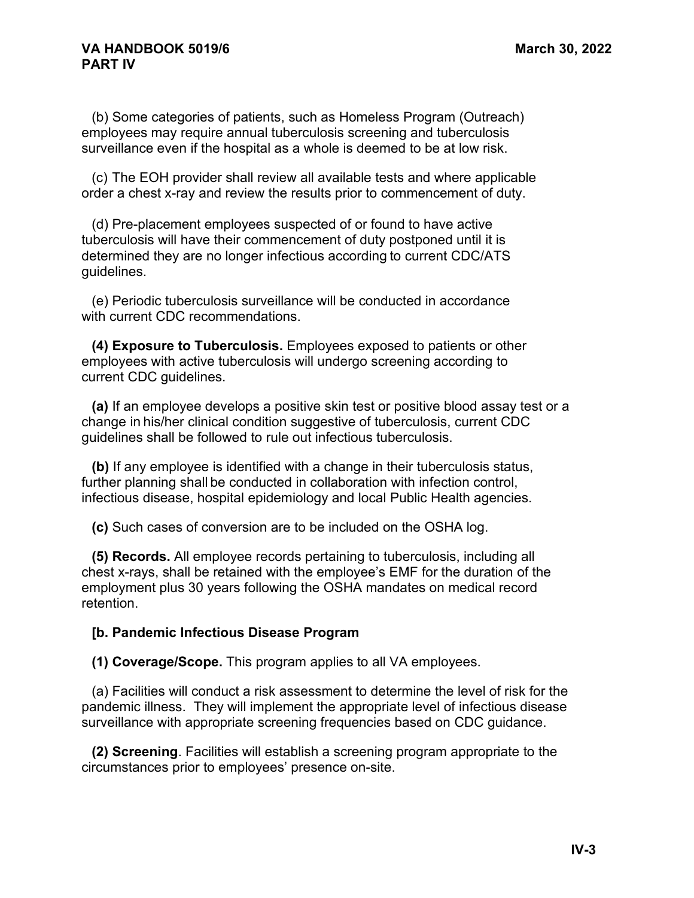(b) Some categories of patients, such as Homeless Program (Outreach) employees may require annual tuberculosis screening and tuberculosis surveillance even if the hospital as a whole is deemed to be at low risk.

(c) The EOH provider shall review all available tests and where applicable order a chest x-ray and review the results prior to commencement of duty.

(d) Pre-placement employees suspected of or found to have active tuberculosis will have their commencement of duty postponed until it is determined they are no longer infectious according to current CDC/ATS guidelines.

(e) Periodic tuberculosis surveillance will be conducted in accordance with current CDC recommendations.

**(4) Exposure to Tuberculosis.** Employees exposed to patients or other employees with active tuberculosis will undergo screening according to current CDC guidelines.

**(a)** If an employee develops a positive skin test or positive blood assay test or a change in his/her clinical condition suggestive of tuberculosis, current CDC guidelines shall be followed to rule out infectious tuberculosis.

**(b)** If any employee is identified with a change in their tuberculosis status, further planning shall be conducted in collaboration with infection control, infectious disease, hospital epidemiology and local Public Health agencies.

**(c)** Such cases of conversion are to be included on the OSHA log.

**(5) Records.** All employee records pertaining to tuberculosis, including all chest x-rays, shall be retained with the employee's EMF for the duration of the employment plus 30 years following the OSHA mandates on medical record retention.

**[b. Pandemic Infectious Disease Program**

**(1) Coverage/Scope.** This program applies to all VA employees.

(a) Facilities will conduct a risk assessment to determine the level of risk for the pandemic illness. They will implement the appropriate level of infectious disease surveillance with appropriate screening frequencies based on CDC guidance.

**(2) Screening**. Facilities will establish a screening program appropriate to the circumstances prior to employees' presence on-site.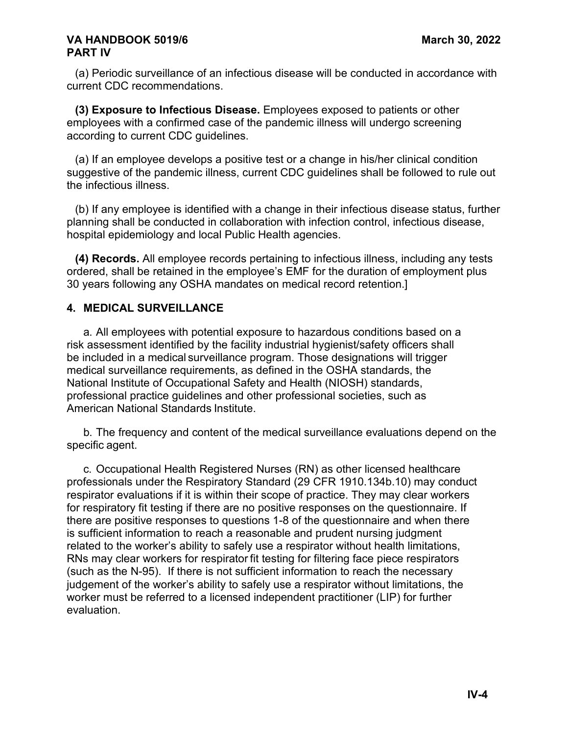(a) Periodic surveillance of an infectious disease will be conducted in accordance with current CDC recommendations.

**(3) Exposure to Infectious Disease.** Employees exposed to patients or other employees with a confirmed case of the pandemic illness will undergo screening according to current CDC guidelines.

(a) If an employee develops a positive test or a change in his/her clinical condition suggestive of the pandemic illness, current CDC guidelines shall be followed to rule out the infectious illness.

(b) If any employee is identified with a change in their infectious disease status, further planning shall be conducted in collaboration with infection control, infectious disease, hospital epidemiology and local Public Health agencies.

**(4) Records.** All employee records pertaining to infectious illness, including any tests ordered, shall be retained in the employee's EMF for the duration of employment plus 30 years following any OSHA mandates on medical record retention.]

## 4. MEDICAL SURVEILLANCE

a. All employees with potential exposure to hazardous conditions based on a risk assessment identified by the facility industrial hygienist/safety officers shall be included in a medical surveillance program. Those designations will trigger medical surveillance requirements, as defined in the OSHA standards, the National Institute of Occupational Safety and Health (NIOSH) standards, professional practice guidelines and other professional societies, such as American National Standards Institute.

b. The frequency and content of the medical surveillance evaluations depend on the specific agent.

c. Occupational Health Registered Nurses (RN) as other licensed healthcare professionals under the Respiratory Standard (29 CFR 1910.134b.10) may conduct respirator evaluations if it is within their scope of practice. They may clear workers for respiratory fit testing if there are no positive responses on the questionnaire. If there are positive responses to questions 1-8 of the questionnaire and when there is sufficient information to reach a reasonable and prudent nursing judgment related to the worker's ability to safely use a respirator without health limitations, RNs may clear workers for respirator fit testing for filtering face piece respirators (such as the N-95). If there is not sufficient information to reach the necessary judgement of the worker's ability to safely use a respirator without limitations, the worker must be referred to a licensed independent practitioner (LIP) for further evaluation.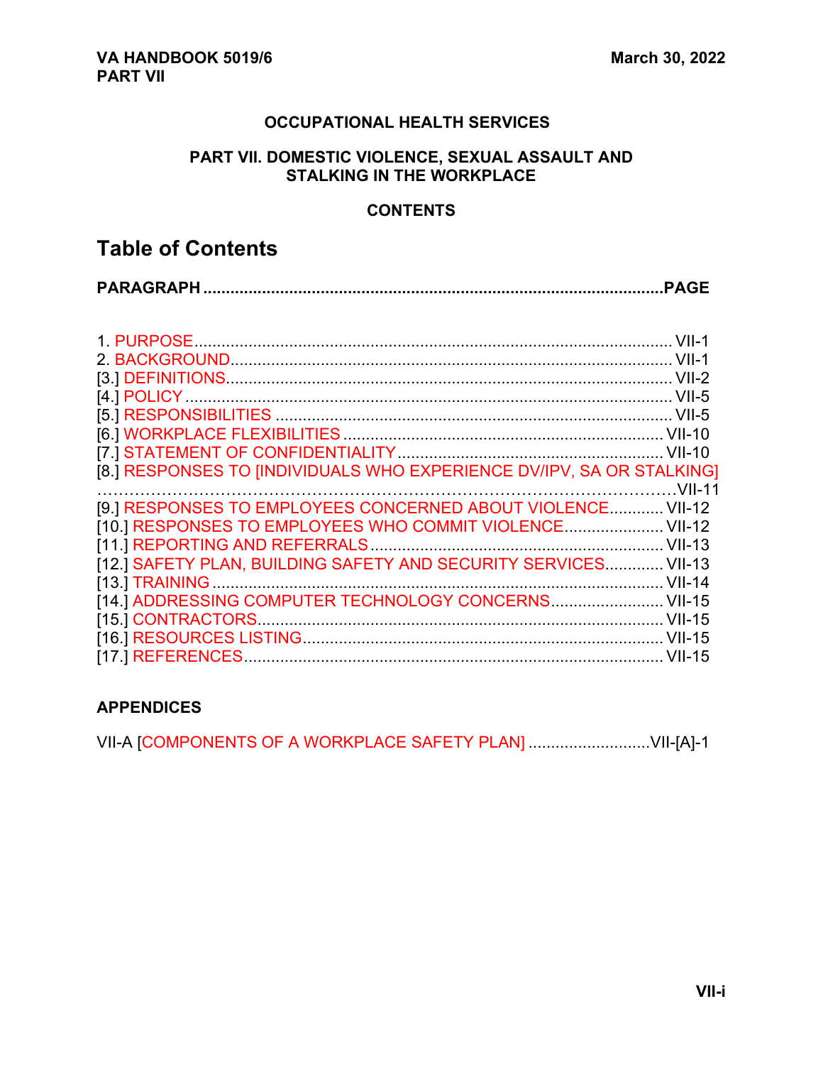**OCCUPATIONAL HEALTH SERVICES**

**PART VII. DOMESTIC VIOLENCE, SEXUAL ASSAULT AND STALKING IN THE WORKPLACE**

**CONTENTS**

# Table of Contents

| PARAGRAPH | PAGE |
|---|---|
| 1. PURPOSE | VII-1 |
| 2. BACKGROUND | VII-1 |
| [3.] DEFINITIONS | VII-2 |
| [4.] POLICY | VII-5 |
| [5.] RESPONSIBILITIES | VII-5 |
| [6.] WORKPLACE FLEXIBILITIES | VII-10 |
| [7.] STATEMENT OF CONFIDENTIALITY | VII-10 |
| [8.] RESPONSES TO [INDIVIDUALS WHO EXPERIENCE DV/IPV, SA OR STALKING] | VII-11 |
| [9.] RESPONSES TO EMPLOYEES CONCERNED ABOUT VIOLENCE | VII-12 |
| [10.] RESPONSES TO EMPLOYEES WHO COMMIT VIOLENCE | VII-12 |
| [11.] REPORTING AND REFERRALS | VII-13 |
| [12.] SAFETY PLAN, BUILDING SAFETY AND SECURITY SERVICES | VII-13 |
| [13.] TRAINING | VII-14 |
| [14.] ADDRESSING COMPUTER TECHNOLOGY CONCERNS | VII-15 |
| [15.] CONTRACTORS | VII-15 |
| [16.] RESOURCES LISTING | VII-15 |
| [17.] REFERENCES | VII-15 |

**APPENDICES**

| | |
|---|---|
| VII-A [COMPONENTS OF A WORKPLACE SAFETY PLAN] | VII-[A]-1 |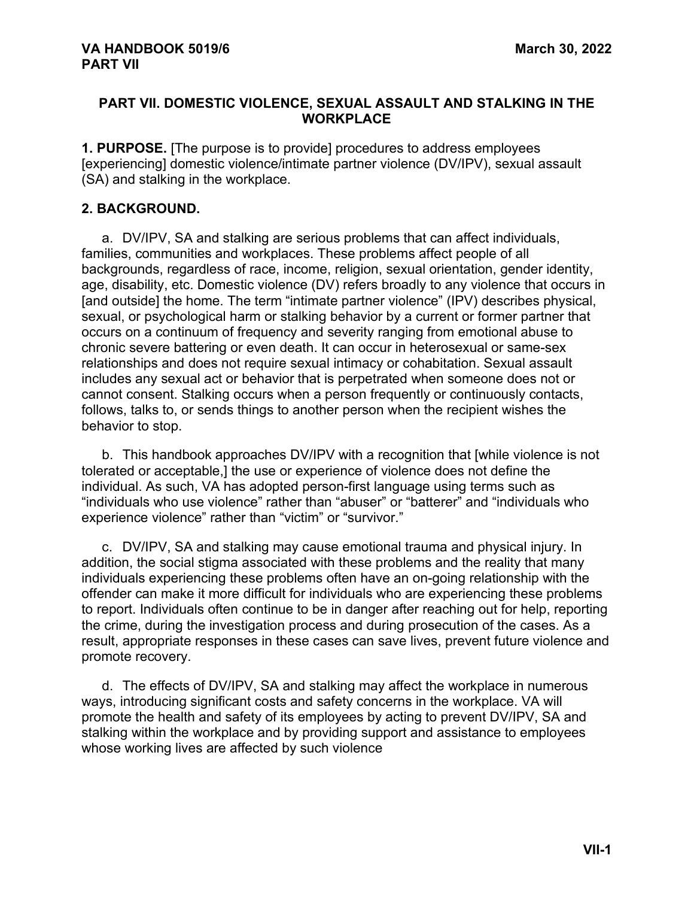# PART VII. DOMESTIC VIOLENCE, SEXUAL ASSAULT AND STALKING IN THE WORKPLACE

**1. PURPOSE.** [The purpose is to provide] procedures to address employees [experiencing] domestic violence/intimate partner violence (DV/IPV), sexual assault (SA) and stalking in the workplace.

**2. BACKGROUND.**

a. DV/IPV, SA and stalking are serious problems that can affect individuals, families, communities and workplaces. These problems affect people of all backgrounds, regardless of race, income, religion, sexual orientation, gender identity, age, disability, etc. Domestic violence (DV) refers broadly to any violence that occurs in [and outside] the home. The term "intimate partner violence" (IPV) describes physical, sexual, or psychological harm or stalking behavior by a current or former partner that occurs on a continuum of frequency and severity ranging from emotional abuse to chronic severe battering or even death. It can occur in heterosexual or same-sex relationships and does not require sexual intimacy or cohabitation. Sexual assault includes any sexual act or behavior that is perpetrated when someone does not or cannot consent. Stalking occurs when a person frequently or continuously contacts, follows, talks to, or sends things to another person when the recipient wishes the behavior to stop.

b. This handbook approaches DV/IPV with a recognition that [while violence is not tolerated or acceptable,] the use or experience of violence does not define the individual. As such, VA has adopted person-first language using terms such as "individuals who use violence" rather than "abuser" or "batterer" and "individuals who experience violence" rather than "victim" or "survivor."

c. DV/IPV, SA and stalking may cause emotional trauma and physical injury. In addition, the social stigma associated with these problems and the reality that many individuals experiencing these problems often have an on-going relationship with the offender can make it more difficult for individuals who are experiencing these problems to report. Individuals often continue to be in danger after reaching out for help, reporting the crime, during the investigation process and during prosecution of the cases. As a result, appropriate responses in these cases can save lives, prevent future violence and promote recovery.

d. The effects of DV/IPV, SA and stalking may affect the workplace in numerous ways, introducing significant costs and safety concerns in the workplace. VA will promote the health and safety of its employees by acting to prevent DV/IPV, SA and stalking within the workplace and by providing support and assistance to employees whose working lives are affected by such violence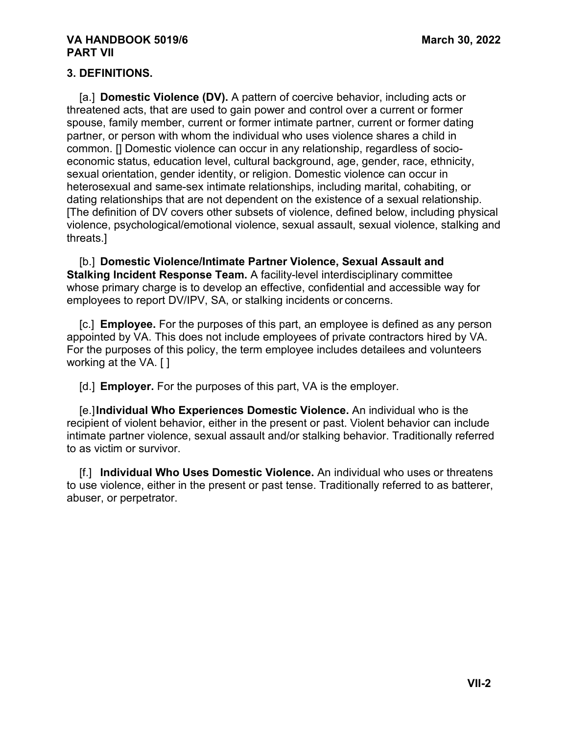## 3. DEFINITIONS.

[a.] **Domestic Violence (DV).** A pattern of coercive behavior, including acts or threatened acts, that are used to gain power and control over a current or former spouse, family member, current or former intimate partner, current or former dating partner, or person with whom the individual who uses violence shares a child in common. [] Domestic violence can occur in any relationship, regardless of socio-economic status, education level, cultural background, age, gender, race, ethnicity, sexual orientation, gender identity, or religion. Domestic violence can occur in heterosexual and same-sex intimate relationships, including marital, cohabiting, or dating relationships that are not dependent on the existence of a sexual relationship. [The definition of DV covers other subsets of violence, defined below, including physical violence, psychological/emotional violence, sexual assault, sexual violence, stalking and threats.]

[b.] **Domestic Violence/Intimate Partner Violence, Sexual Assault and Stalking Incident Response Team.** A facility-level interdisciplinary committee whose primary charge is to develop an effective, confidential and accessible way for employees to report DV/IPV, SA, or stalking incidents or concerns.

[c.] **Employee.** For the purposes of this part, an employee is defined as any person appointed by VA. This does not include employees of private contractors hired by VA. For the purposes of this policy, the term employee includes detailees and volunteers working at the VA. [ ]

[d.] **Employer.** For the purposes of this part, VA is the employer.

[e.] **Individual Who Experiences Domestic Violence.** An individual who is the recipient of violent behavior, either in the present or past. Violent behavior can include intimate partner violence, sexual assault and/or stalking behavior. Traditionally referred to as victim or survivor.

[f.] **Individual Who Uses Domestic Violence.** An individual who uses or threatens to use violence, either in the present or past tense. Traditionally referred to as batterer, abuser, or perpetrator.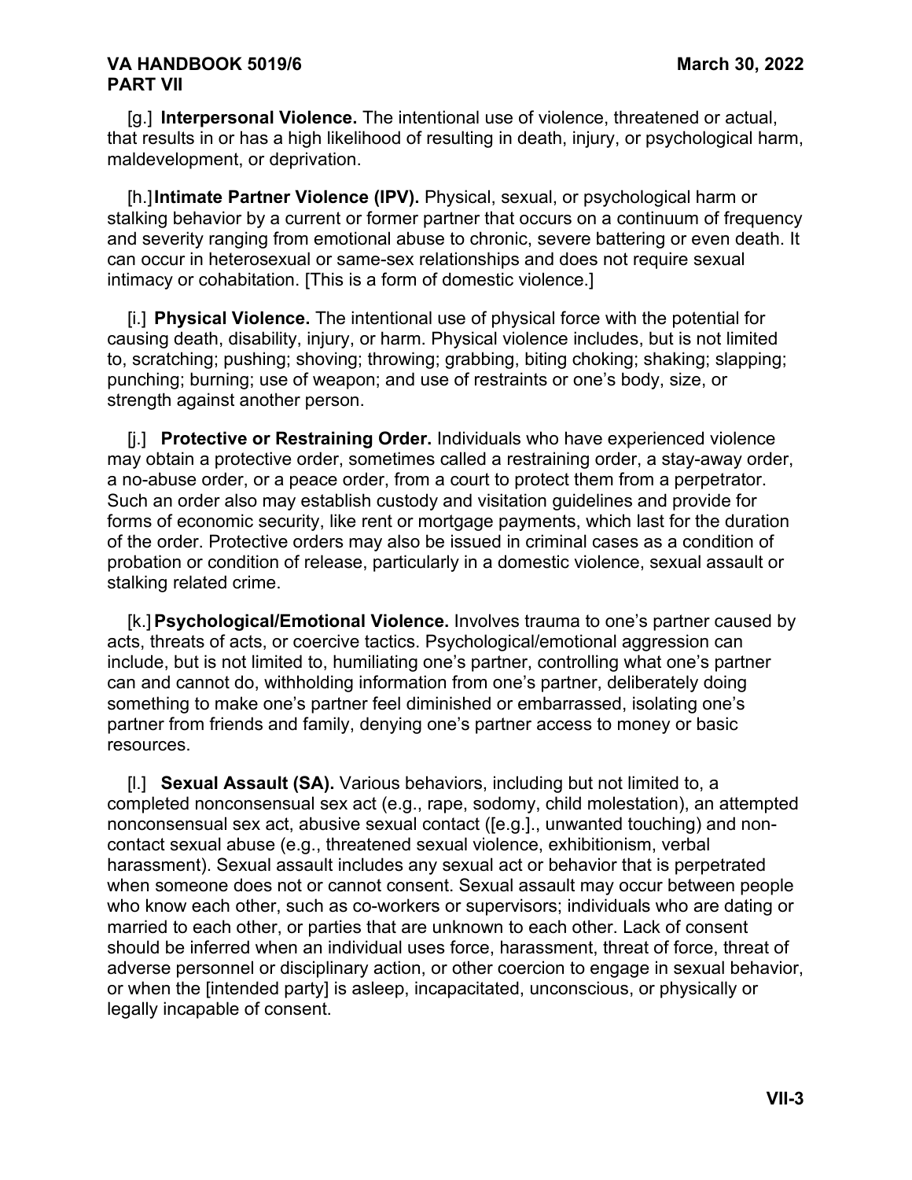[g.] **Interpersonal Violence.** The intentional use of violence, threatened or actual, that results in or has a high likelihood of resulting in death, injury, or psychological harm, maldevelopment, or deprivation.

[h.] **Intimate Partner Violence (IPV).** Physical, sexual, or psychological harm or stalking behavior by a current or former partner that occurs on a continuum of frequency and severity ranging from emotional abuse to chronic, severe battering or even death. It can occur in heterosexual or same-sex relationships and does not require sexual intimacy or cohabitation. [This is a form of domestic violence.]

[i.] **Physical Violence.** The intentional use of physical force with the potential for causing death, disability, injury, or harm. Physical violence includes, but is not limited to, scratching; pushing; shoving; throwing; grabbing, biting choking; shaking; slapping; punching; burning; use of weapon; and use of restraints or one's body, size, or strength against another person.

[j.] **Protective or Restraining Order.** Individuals who have experienced violence may obtain a protective order, sometimes called a restraining order, a stay-away order, a no-abuse order, or a peace order, from a court to protect them from a perpetrator. Such an order also may establish custody and visitation guidelines and provide for forms of economic security, like rent or mortgage payments, which last for the duration of the order. Protective orders may also be issued in criminal cases as a condition of probation or condition of release, particularly in a domestic violence, sexual assault or stalking related crime.

[k.] **Psychological/Emotional Violence.** Involves trauma to one's partner caused by acts, threats of acts, or coercive tactics. Psychological/emotional aggression can include, but is not limited to, humiliating one's partner, controlling what one's partner can and cannot do, withholding information from one's partner, deliberately doing something to make one's partner feel diminished or embarrassed, isolating one's partner from friends and family, denying one's partner access to money or basic resources.

[l.] **Sexual Assault (SA).** Various behaviors, including but not limited to, a completed nonconsensual sex act (e.g., rape, sodomy, child molestation), an attempted nonconsensual sex act, abusive sexual contact ([e.g.]., unwanted touching) and non-contact sexual abuse (e.g., threatened sexual violence, exhibitionism, verbal harassment). Sexual assault includes any sexual act or behavior that is perpetrated when someone does not or cannot consent. Sexual assault may occur between people who know each other, such as co-workers or supervisors; individuals who are dating or married to each other, or parties that are unknown to each other. Lack of consent should be inferred when an individual uses force, harassment, threat of force, threat of adverse personnel or disciplinary action, or other coercion to engage in sexual behavior, or when the [intended party] is asleep, incapacitated, unconscious, or physically or legally incapable of consent.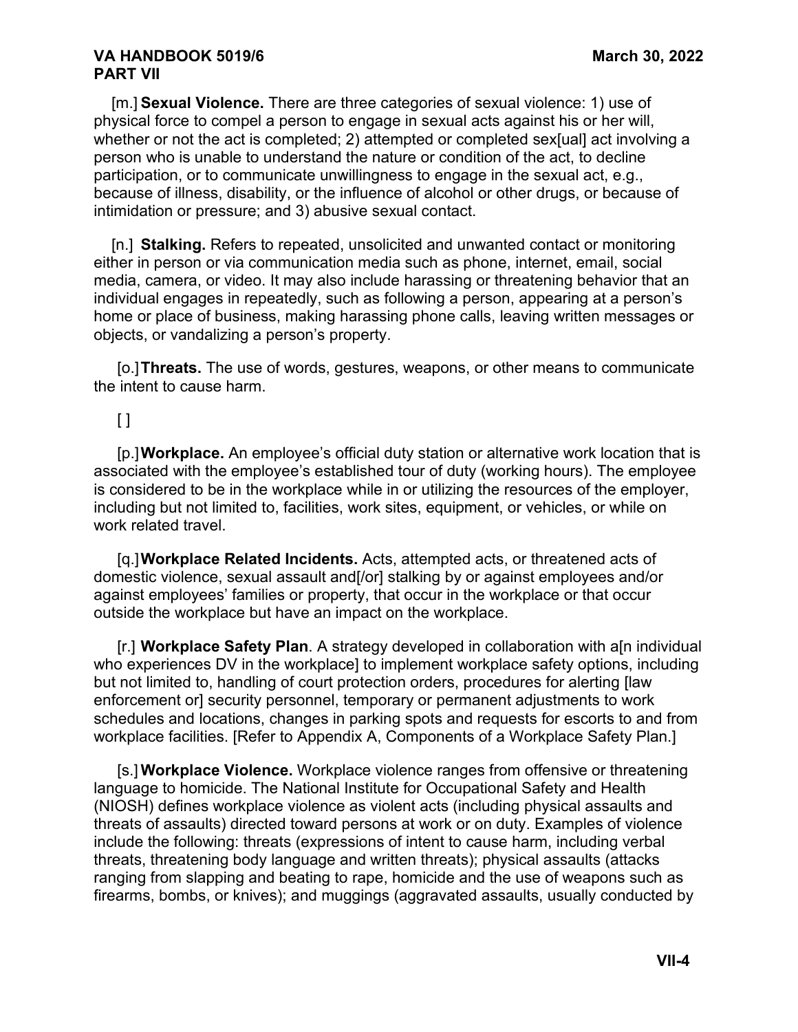[m.] **Sexual Violence.** There are three categories of sexual violence: 1) use of physical force to compel a person to engage in sexual acts against his or her will, whether or not the act is completed; 2) attempted or completed sex[ual] act involving a person who is unable to understand the nature or condition of the act, to decline participation, or to communicate unwillingness to engage in the sexual act, e.g., because of illness, disability, or the influence of alcohol or other drugs, or because of intimidation or pressure; and 3) abusive sexual contact.

[n.] **Stalking.** Refers to repeated, unsolicited and unwanted contact or monitoring either in person or via communication media such as phone, internet, email, social media, camera, or video. It may also include harassing or threatening behavior that an individual engages in repeatedly, such as following a person, appearing at a person's home or place of business, making harassing phone calls, leaving written messages or objects, or vandalizing a person's property.

[o.] **Threats.** The use of words, gestures, weapons, or other means to communicate the intent to cause harm.

[ ]

[p.] **Workplace.** An employee's official duty station or alternative work location that is associated with the employee's established tour of duty (working hours). The employee is considered to be in the workplace while in or utilizing the resources of the employer, including but not limited to, facilities, work sites, equipment, or vehicles, or while on work related travel.

[q.] **Workplace Related Incidents.** Acts, attempted acts, or threatened acts of domestic violence, sexual assault and[/or] stalking by or against employees and/or against employees' families or property, that occur in the workplace or that occur outside the workplace but have an impact on the workplace.

[r.] **Workplace Safety Plan**. A strategy developed in collaboration with a[n individual who experiences DV in the workplace] to implement workplace safety options, including but not limited to, handling of court protection orders, procedures for alerting [law enforcement or] security personnel, temporary or permanent adjustments to work schedules and locations, changes in parking spots and requests for escorts to and from workplace facilities. [Refer to Appendix A, Components of a Workplace Safety Plan.]

[s.] **Workplace Violence.** Workplace violence ranges from offensive or threatening language to homicide. The National Institute for Occupational Safety and Health (NIOSH) defines workplace violence as violent acts (including physical assaults and threats of assaults) directed toward persons at work or on duty. Examples of violence include the following: threats (expressions of intent to cause harm, including verbal threats, threatening body language and written threats); physical assaults (attacks ranging from slapping and beating to rape, homicide and the use of weapons such as firearms, bombs, or knives); and muggings (aggravated assaults, usually conducted by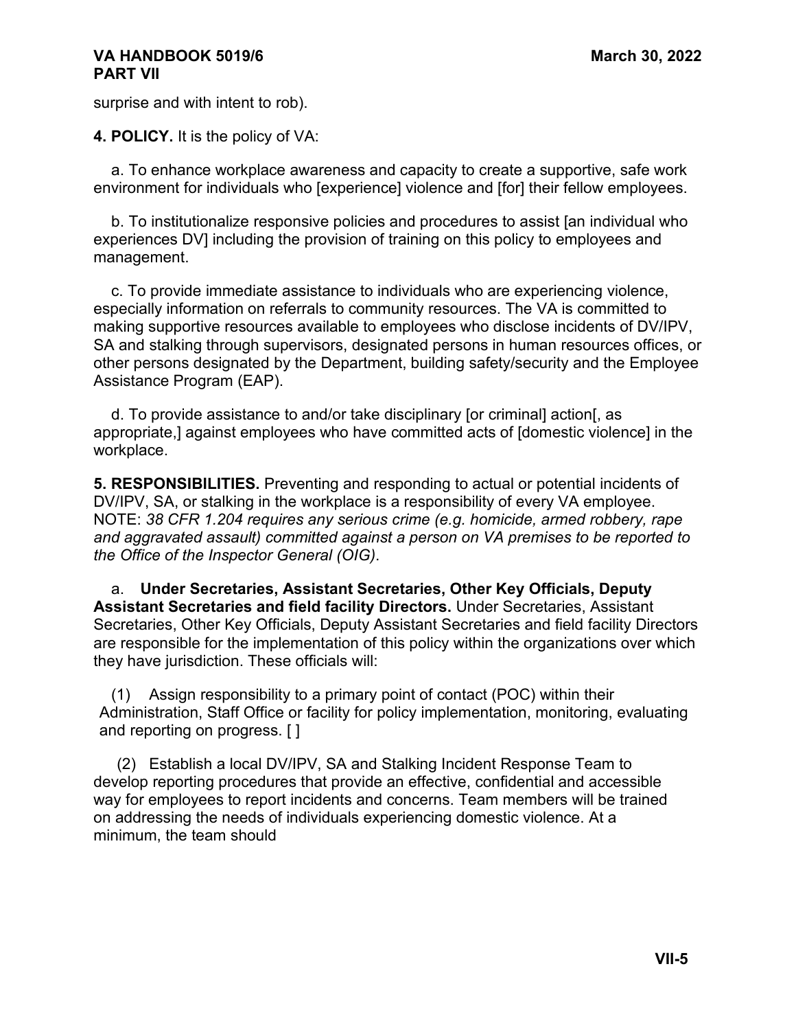surprise and with intent to rob).

**4. POLICY.** It is the policy of VA:

a. To enhance workplace awareness and capacity to create a supportive, safe work environment for individuals who [experience] violence and [for] their fellow employees.

b. To institutionalize responsive policies and procedures to assist [an individual who experiences DV] including the provision of training on this policy to employees and management.

c. To provide immediate assistance to individuals who are experiencing violence, especially information on referrals to community resources. The VA is committed to making supportive resources available to employees who disclose incidents of DV/IPV, SA and stalking through supervisors, designated persons in human resources offices, or other persons designated by the Department, building safety/security and the Employee Assistance Program (EAP).

d. To provide assistance to and/or take disciplinary [or criminal] action[, as appropriate,] against employees who have committed acts of [domestic violence] in the workplace.

**5. RESPONSIBILITIES.** Preventing and responding to actual or potential incidents of DV/IPV, SA, or stalking in the workplace is a responsibility of every VA employee. NOTE: *38 CFR 1.204 requires any serious crime (e.g. homicide, armed robbery, rape and aggravated assault) committed against a person on VA premises to be reported to the Office of the Inspector General (OIG)*.

a. **Under Secretaries, Assistant Secretaries, Other Key Officials, Deputy Assistant Secretaries and field facility Directors.** Under Secretaries, Assistant Secretaries, Other Key Officials, Deputy Assistant Secretaries and field facility Directors are responsible for the implementation of this policy within the organizations over which they have jurisdiction. These officials will:

(1) Assign responsibility to a primary point of contact (POC) within their Administration, Staff Office or facility for policy implementation, monitoring, evaluating and reporting on progress. [ ]

(2) Establish a local DV/IPV, SA and Stalking Incident Response Team to develop reporting procedures that provide an effective, confidential and accessible way for employees to report incidents and concerns. Team members will be trained on addressing the needs of individuals experiencing domestic violence. At a minimum, the team should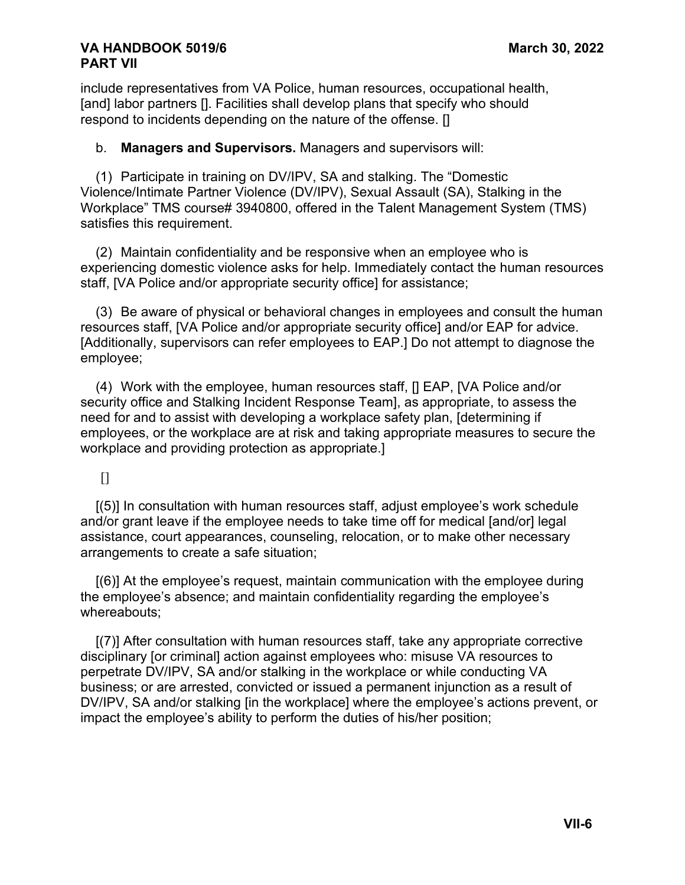include representatives from VA Police, human resources, occupational health, [and] labor partners []. Facilities shall develop plans that specify who should respond to incidents depending on the nature of the offense. []

b. **Managers and Supervisors.** Managers and supervisors will:

(1) Participate in training on DV/IPV, SA and stalking. The "Domestic Violence/Intimate Partner Violence (DV/IPV), Sexual Assault (SA), Stalking in the Workplace" TMS course# 3940800, offered in the Talent Management System (TMS) satisfies this requirement.

(2) Maintain confidentiality and be responsive when an employee who is experiencing domestic violence asks for help. Immediately contact the human resources staff, [VA Police and/or appropriate security office] for assistance;

(3) Be aware of physical or behavioral changes in employees and consult the human resources staff, [VA Police and/or appropriate security office] and/or EAP for advice. [Additionally, supervisors can refer employees to EAP.] Do not attempt to diagnose the employee;

(4) Work with the employee, human resources staff, [] EAP, [VA Police and/or security office and Stalking Incident Response Team], as appropriate, to assess the need for and to assist with developing a workplace safety plan, [determining if employees, or the workplace are at risk and taking appropriate measures to secure the workplace and providing protection as appropriate.]

[]

[(5)] In consultation with human resources staff, adjust employee's work schedule and/or grant leave if the employee needs to take time off for medical [and/or] legal assistance, court appearances, counseling, relocation, or to make other necessary arrangements to create a safe situation;

[(6)] At the employee's request, maintain communication with the employee during the employee's absence; and maintain confidentiality regarding the employee's whereabouts;

[(7)] After consultation with human resources staff, take any appropriate corrective disciplinary [or criminal] action against employees who: misuse VA resources to perpetrate DV/IPV, SA and/or stalking in the workplace or while conducting VA business; or are arrested, convicted or issued a permanent injunction as a result of DV/IPV, SA and/or stalking [in the workplace] where the employee's actions prevent, or impact the employee's ability to perform the duties of his/her position;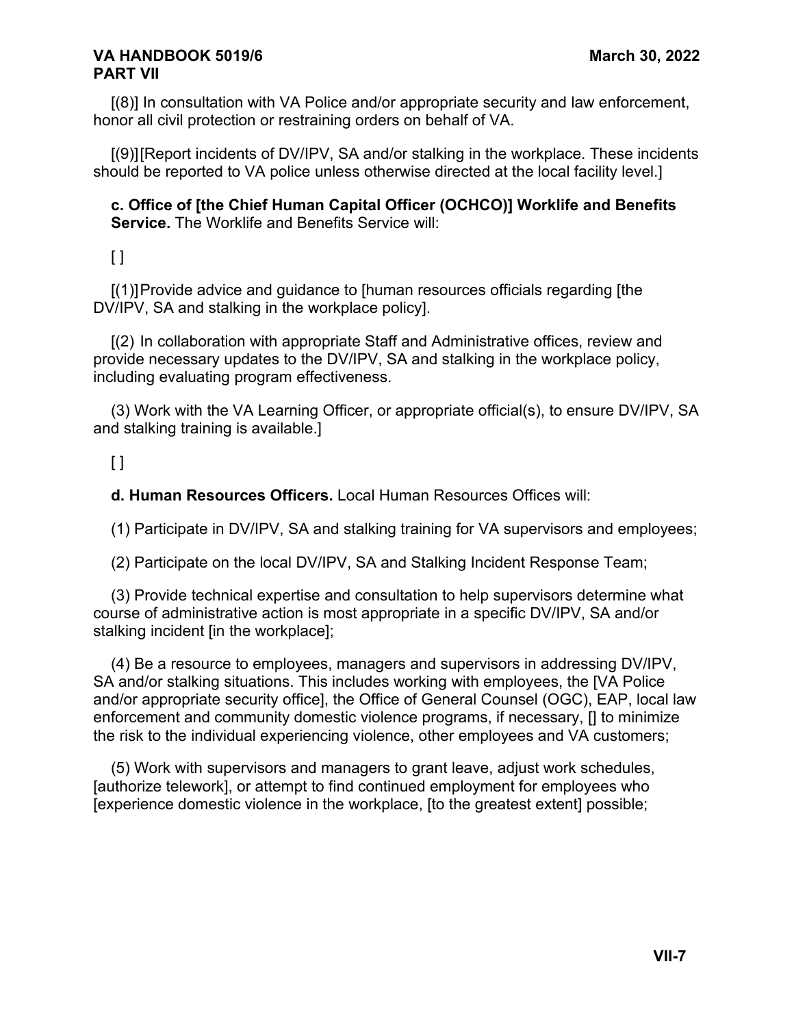[(8)] In consultation with VA Police and/or appropriate security and law enforcement, honor all civil protection or restraining orders on behalf of VA.

[(9)][Report incidents of DV/IPV, SA and/or stalking in the workplace. These incidents should be reported to VA police unless otherwise directed at the local facility level.]

**c. Office of [the Chief Human Capital Officer (OCHCO)] Worklife and Benefits Service.** The Worklife and Benefits Service will:

[ ]

[(1)] Provide advice and guidance to [human resources officials regarding [the DV/IPV, SA and stalking in the workplace policy].

[(2) In collaboration with appropriate Staff and Administrative offices, review and provide necessary updates to the DV/IPV, SA and stalking in the workplace policy, including evaluating program effectiveness.

(3) Work with the VA Learning Officer, or appropriate official(s), to ensure DV/IPV, SA and stalking training is available.]

[ ]

**d. Human Resources Officers.** Local Human Resources Offices will:

(1) Participate in DV/IPV, SA and stalking training for VA supervisors and employees;

(2) Participate on the local DV/IPV, SA and Stalking Incident Response Team;

(3) Provide technical expertise and consultation to help supervisors determine what course of administrative action is most appropriate in a specific DV/IPV, SA and/or stalking incident [in the workplace];

(4) Be a resource to employees, managers and supervisors in addressing DV/IPV, SA and/or stalking situations. This includes working with employees, the [VA Police and/or appropriate security office], the Office of General Counsel (OGC), EAP, local law enforcement and community domestic violence programs, if necessary, [] to minimize the risk to the individual experiencing violence, other employees and VA customers;

(5) Work with supervisors and managers to grant leave, adjust work schedules, [authorize telework], or attempt to find continued employment for employees who [experience domestic violence in the workplace, [to the greatest extent] possible;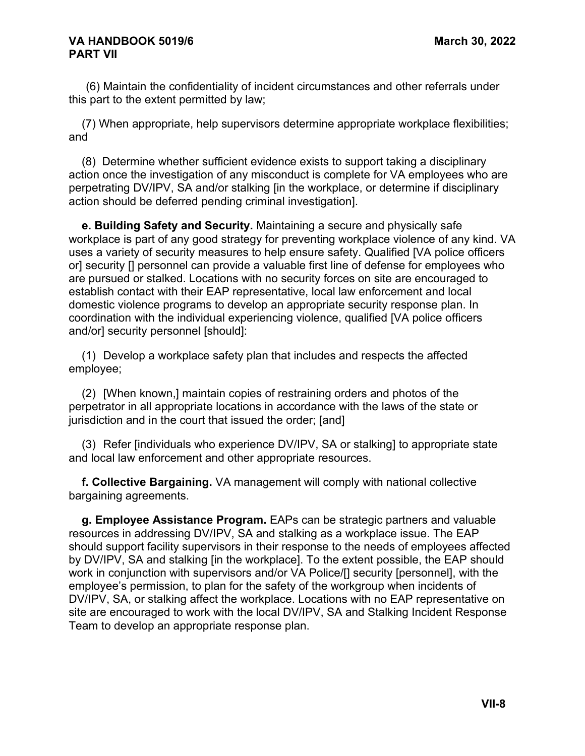(6) Maintain the confidentiality of incident circumstances and other referrals under this part to the extent permitted by law;

(7) When appropriate, help supervisors determine appropriate workplace flexibilities; and

(8) Determine whether sufficient evidence exists to support taking a disciplinary action once the investigation of any misconduct is complete for VA employees who are perpetrating DV/IPV, SA and/or stalking [in the workplace, or determine if disciplinary action should be deferred pending criminal investigation].

**e. Building Safety and Security.** Maintaining a secure and physically safe workplace is part of any good strategy for preventing workplace violence of any kind. VA uses a variety of security measures to help ensure safety. Qualified [VA police officers or] security [] personnel can provide a valuable first line of defense for employees who are pursued or stalked. Locations with no security forces on site are encouraged to establish contact with their EAP representative, local law enforcement and local domestic violence programs to develop an appropriate security response plan. In coordination with the individual experiencing violence, qualified [VA police officers and/or] security personnel [should]:

(1) Develop a workplace safety plan that includes and respects the affected employee;

(2) [When known,] maintain copies of restraining orders and photos of the perpetrator in all appropriate locations in accordance with the laws of the state or jurisdiction and in the court that issued the order; [and]

(3) Refer [individuals who experience DV/IPV, SA or stalking] to appropriate state and local law enforcement and other appropriate resources.

**f. Collective Bargaining.** VA management will comply with national collective bargaining agreements.

**g. Employee Assistance Program.** EAPs can be strategic partners and valuable resources in addressing DV/IPV, SA and stalking as a workplace issue. The EAP should support facility supervisors in their response to the needs of employees affected by DV/IPV, SA and stalking [in the workplace]. To the extent possible, the EAP should work in conjunction with supervisors and/or VA Police/[] security [personnel], with the employee's permission, to plan for the safety of the workgroup when incidents of DV/IPV, SA, or stalking affect the workplace. Locations with no EAP representative on site are encouraged to work with the local DV/IPV, SA and Stalking Incident Response Team to develop an appropriate response plan.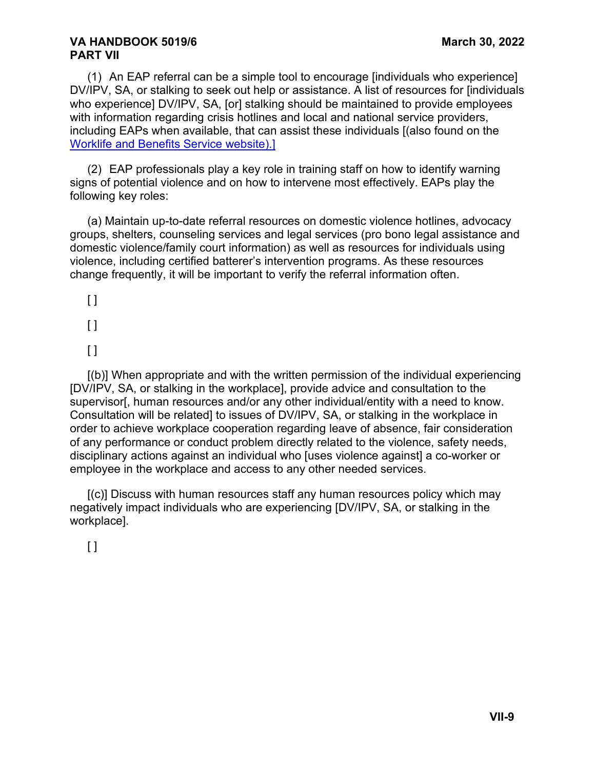(1) An EAP referral can be a simple tool to encourage [individuals who experience] DV/IPV, SA, or stalking to seek out help or assistance. A list of resources for [individuals who experience] DV/IPV, SA, [or] stalking should be maintained to provide employees with information regarding crisis hotlines and local and national service providers, including EAPs when available, that can assist these individuals [(also found on the Worklife and Benefits Service website).]

(2) EAP professionals play a key role in training staff on how to identify warning signs of potential violence and on how to intervene most effectively. EAPs play the following key roles:

(a) Maintain up-to-date referral resources on domestic violence hotlines, advocacy groups, shelters, counseling services and legal services (pro bono legal assistance and domestic violence/family court information) as well as resources for individuals using violence, including certified batterer's intervention programs. As these resources change frequently, it will be important to verify the referral information often.

[ ]

[ ]

[ ]

[(b)] When appropriate and with the written permission of the individual experiencing [DV/IPV, SA, or stalking in the workplace], provide advice and consultation to the supervisor[, human resources and/or any other individual/entity with a need to know. Consultation will be related] to issues of DV/IPV, SA, or stalking in the workplace in order to achieve workplace cooperation regarding leave of absence, fair consideration of any performance or conduct problem directly related to the violence, safety needs, disciplinary actions against an individual who [uses violence against] a co-worker or employee in the workplace and access to any other needed services.

[(c)] Discuss with human resources staff any human resources policy which may negatively impact individuals who are experiencing [DV/IPV, SA, or stalking in the workplace].

[ ]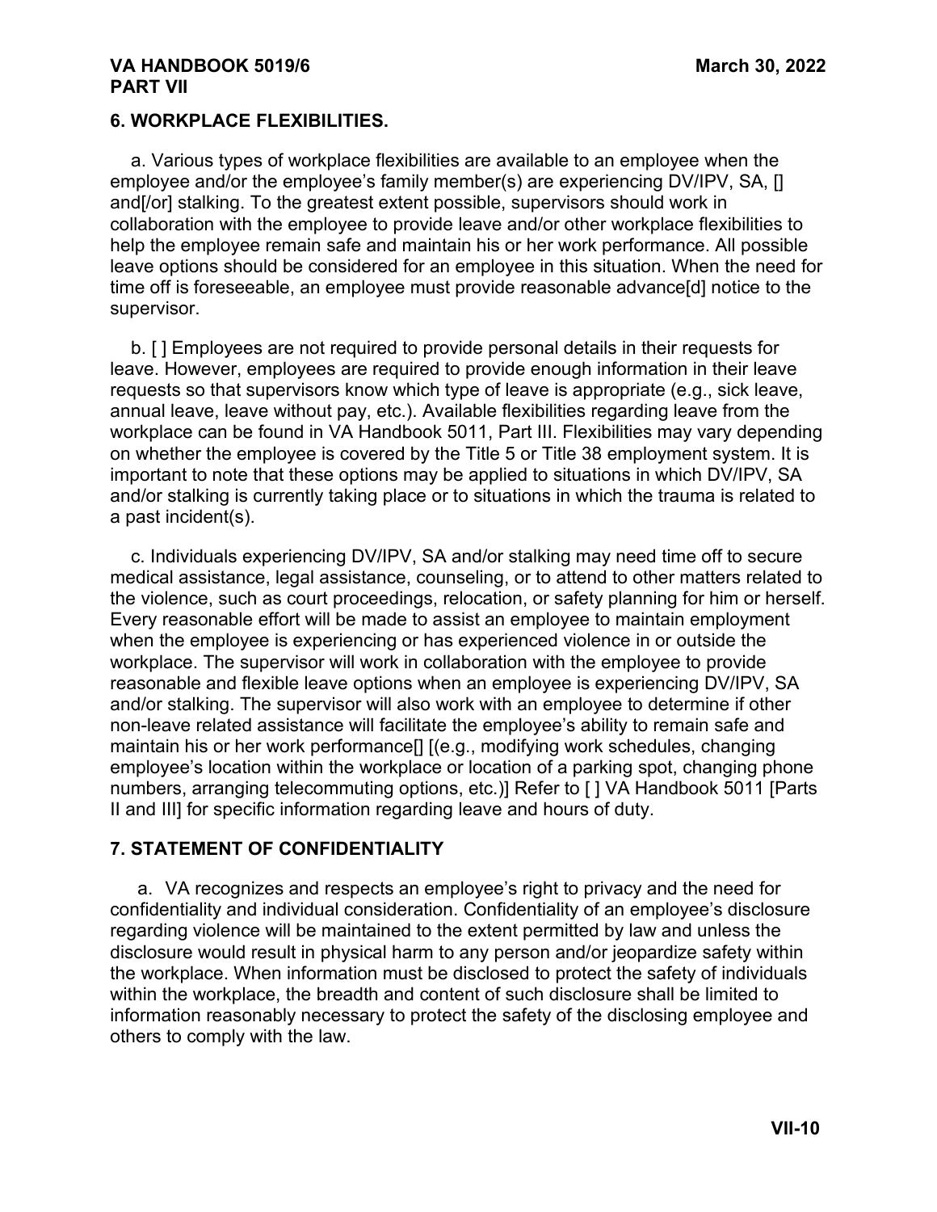## 6. WORKPLACE FLEXIBILITIES.

a. Various types of workplace flexibilities are available to an employee when the employee and/or the employee's family member(s) are experiencing DV/IPV, SA, [] and[/or] stalking. To the greatest extent possible, supervisors should work in collaboration with the employee to provide leave and/or other workplace flexibilities to help the employee remain safe and maintain his or her work performance. All possible leave options should be considered for an employee in this situation. When the need for time off is foreseeable, an employee must provide reasonable advance[d] notice to the supervisor.

b. [ ] Employees are not required to provide personal details in their requests for leave. However, employees are required to provide enough information in their leave requests so that supervisors know which type of leave is appropriate (e.g., sick leave, annual leave, leave without pay, etc.). Available flexibilities regarding leave from the workplace can be found in VA Handbook 5011, Part III. Flexibilities may vary depending on whether the employee is covered by the Title 5 or Title 38 employment system. It is important to note that these options may be applied to situations in which DV/IPV, SA and/or stalking is currently taking place or to situations in which the trauma is related to a past incident(s).

c. Individuals experiencing DV/IPV, SA and/or stalking may need time off to secure medical assistance, legal assistance, counseling, or to attend to other matters related to the violence, such as court proceedings, relocation, or safety planning for him or herself. Every reasonable effort will be made to assist an employee to maintain employment when the employee is experiencing or has experienced violence in or outside the workplace. The supervisor will work in collaboration with the employee to provide reasonable and flexible leave options when an employee is experiencing DV/IPV, SA and/or stalking. The supervisor will also work with an employee to determine if other non-leave related assistance will facilitate the employee's ability to remain safe and maintain his or her work performance[] [(e.g., modifying work schedules, changing employee's location within the workplace or location of a parking spot, changing phone numbers, arranging telecommuting options, etc.)] Refer to [ ] VA Handbook 5011 [Parts II and III] for specific information regarding leave and hours of duty.

## 7. STATEMENT OF CONFIDENTIALITY

a. VA recognizes and respects an employee's right to privacy and the need for confidentiality and individual consideration. Confidentiality of an employee's disclosure regarding violence will be maintained to the extent permitted by law and unless the disclosure would result in physical harm to any person and/or jeopardize safety within the workplace. When information must be disclosed to protect the safety of individuals within the workplace, the breadth and content of such disclosure shall be limited to information reasonably necessary to protect the safety of the disclosing employee and others to comply with the law.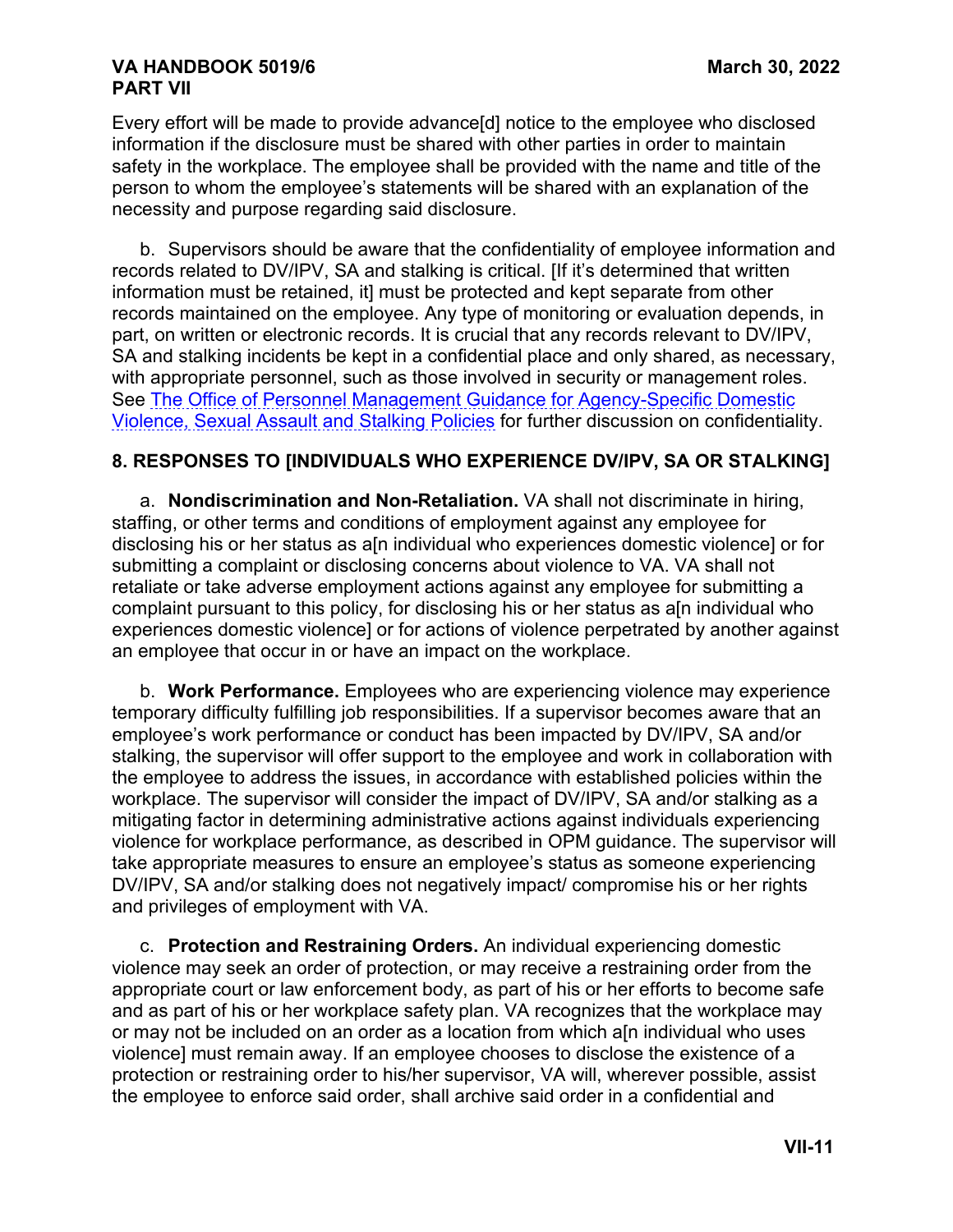Every effort will be made to provide advance[d] notice to the employee who disclosed information if the disclosure must be shared with other parties in order to maintain safety in the workplace. The employee shall be provided with the name and title of the person to whom the employee's statements will be shared with an explanation of the necessity and purpose regarding said disclosure.

b. Supervisors should be aware that the confidentiality of employee information and records related to DV/IPV, SA and stalking is critical. [If it's determined that written information must be retained, it] must be protected and kept separate from other records maintained on the employee. Any type of monitoring or evaluation depends, in part, on written or electronic records. It is crucial that any records relevant to DV/IPV, SA and stalking incidents be kept in a confidential place and only shared, as necessary, with appropriate personnel, such as those involved in security or management roles. See The Office of Personnel Management Guidance for Agency-Specific Domestic Violence, Sexual Assault and Stalking Policies for further discussion on confidentiality.

## 8. RESPONSES TO [INDIVIDUALS WHO EXPERIENCE DV/IPV, SA OR STALKING]

a. **Nondiscrimination and Non-Retaliation.** VA shall not discriminate in hiring, staffing, or other terms and conditions of employment against any employee for disclosing his or her status as a[n individual who experiences domestic violence] or for submitting a complaint or disclosing concerns about violence to VA. VA shall not retaliate or take adverse employment actions against any employee for submitting a complaint pursuant to this policy, for disclosing his or her status as a[n individual who experiences domestic violence] or for actions of violence perpetrated by another against an employee that occur in or have an impact on the workplace.

b. **Work Performance.** Employees who are experiencing violence may experience temporary difficulty fulfilling job responsibilities. If a supervisor becomes aware that an employee's work performance or conduct has been impacted by DV/IPV, SA and/or stalking, the supervisor will offer support to the employee and work in collaboration with the employee to address the issues, in accordance with established policies within the workplace. The supervisor will consider the impact of DV/IPV, SA and/or stalking as a mitigating factor in determining administrative actions against individuals experiencing violence for workplace performance, as described in OPM guidance. The supervisor will take appropriate measures to ensure an employee's status as someone experiencing DV/IPV, SA and/or stalking does not negatively impact/ compromise his or her rights and privileges of employment with VA.

c. **Protection and Restraining Orders.** An individual experiencing domestic violence may seek an order of protection, or may receive a restraining order from the appropriate court or law enforcement body, as part of his or her efforts to become safe and as part of his or her workplace safety plan. VA recognizes that the workplace may or may not be included on an order as a location from which a[n individual who uses violence] must remain away. If an employee chooses to disclose the existence of a protection or restraining order to his/her supervisor, VA will, wherever possible, assist the employee to enforce said order, shall archive said order in a confidential and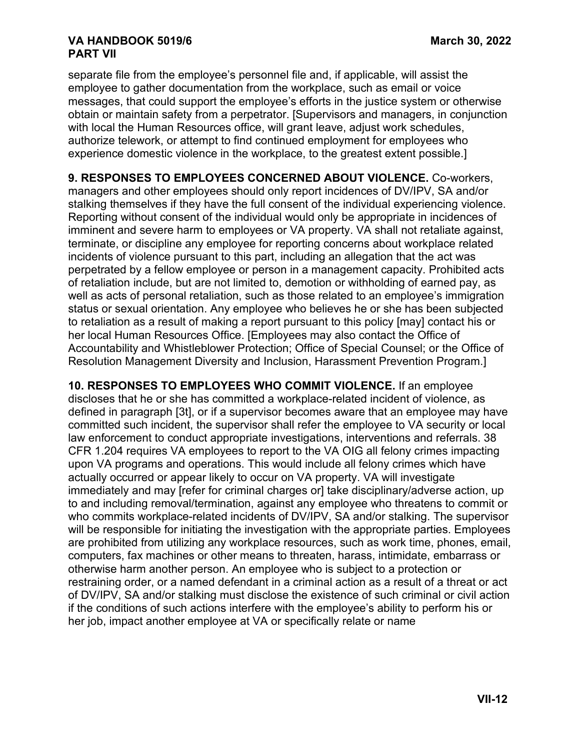separate file from the employee's personnel file and, if applicable, will assist the employee to gather documentation from the workplace, such as email or voice messages, that could support the employee's efforts in the justice system or otherwise obtain or maintain safety from a perpetrator. [Supervisors and managers, in conjunction with local the Human Resources office, will grant leave, adjust work schedules, authorize telework, or attempt to find continued employment for employees who experience domestic violence in the workplace, to the greatest extent possible.]

**9. RESPONSES TO EMPLOYEES CONCERNED ABOUT VIOLENCE.** Co-workers, managers and other employees should only report incidences of DV/IPV, SA and/or stalking themselves if they have the full consent of the individual experiencing violence. Reporting without consent of the individual would only be appropriate in incidences of imminent and severe harm to employees or VA property. VA shall not retaliate against, terminate, or discipline any employee for reporting concerns about workplace related incidents of violence pursuant to this part, including an allegation that the act was perpetrated by a fellow employee or person in a management capacity. Prohibited acts of retaliation include, but are not limited to, demotion or withholding of earned pay, as well as acts of personal retaliation, such as those related to an employee's immigration status or sexual orientation. Any employee who believes he or she has been subjected to retaliation as a result of making a report pursuant to this policy [may] contact his or her local Human Resources Office. [Employees may also contact the Office of Accountability and Whistleblower Protection; Office of Special Counsel; or the Office of Resolution Management Diversity and Inclusion, Harassment Prevention Program.]

**10. RESPONSES TO EMPLOYEES WHO COMMIT VIOLENCE.** If an employee discloses that he or she has committed a workplace-related incident of violence, as defined in paragraph [3t], or if a supervisor becomes aware that an employee may have committed such incident, the supervisor shall refer the employee to VA security or local law enforcement to conduct appropriate investigations, interventions and referrals. 38 CFR 1.204 requires VA employees to report to the VA OIG all felony crimes impacting upon VA programs and operations. This would include all felony crimes which have actually occurred or appear likely to occur on VA property. VA will investigate immediately and may [refer for criminal charges or] take disciplinary/adverse action, up to and including removal/termination, against any employee who threatens to commit or who commits workplace-related incidents of DV/IPV, SA and/or stalking. The supervisor will be responsible for initiating the investigation with the appropriate parties. Employees are prohibited from utilizing any workplace resources, such as work time, phones, email, computers, fax machines or other means to threaten, harass, intimidate, embarrass or otherwise harm another person. An employee who is subject to a protection or restraining order, or a named defendant in a criminal action as a result of a threat or act of DV/IPV, SA and/or stalking must disclose the existence of such criminal or civil action if the conditions of such actions interfere with the employee's ability to perform his or her job, impact another employee at VA or specifically relate or name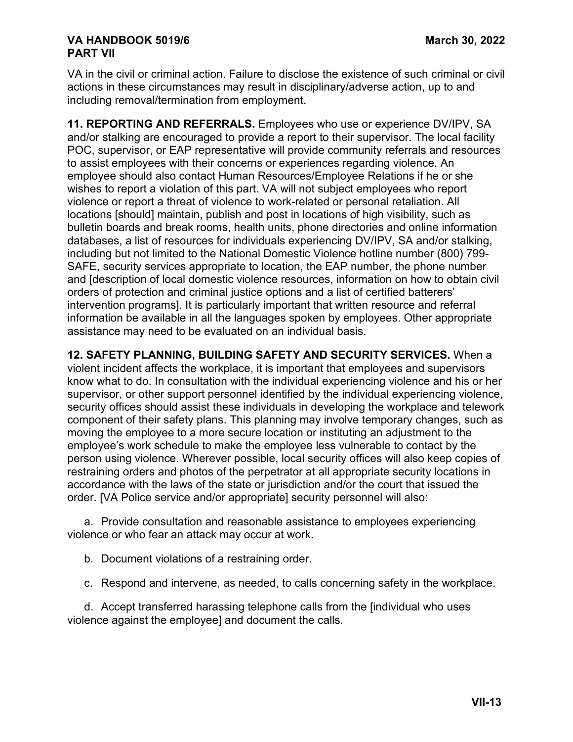VA in the civil or criminal action. Failure to disclose the existence of such criminal or civil actions in these circumstances may result in disciplinary/adverse action, up to and including removal/termination from employment.

**11. REPORTING AND REFERRALS.** Employees who use or experience DV/IPV, SA and/or stalking are encouraged to provide a report to their supervisor. The local facility POC, supervisor, or EAP representative will provide community referrals and resources to assist employees with their concerns or experiences regarding violence. An employee should also contact Human Resources/Employee Relations if he or she wishes to report a violation of this part. VA will not subject employees who report violence or report a threat of violence to work-related or personal retaliation. All locations [should] maintain, publish and post in locations of high visibility, such as bulletin boards and break rooms, health units, phone directories and online information databases, a list of resources for individuals experiencing DV/IPV, SA and/or stalking, including but not limited to the National Domestic Violence hotline number (800) 799-SAFE, security services appropriate to location, the EAP number, the phone number and [description of local domestic violence resources, information on how to obtain civil orders of protection and criminal justice options and a list of certified batterers' intervention programs]. It is particularly important that written resource and referral information be available in all the languages spoken by employees. Other appropriate assistance may need to be evaluated on an individual basis.

**12. SAFETY PLANNING, BUILDING SAFETY AND SECURITY SERVICES.** When a violent incident affects the workplace, it is important that employees and supervisors know what to do. In consultation with the individual experiencing violence and his or her supervisor, or other support personnel identified by the individual experiencing violence, security offices should assist these individuals in developing the workplace and telework component of their safety plans. This planning may involve temporary changes, such as moving the employee to a more secure location or instituting an adjustment to the employee's work schedule to make the employee less vulnerable to contact by the person using violence. Wherever possible, local security offices will also keep copies of restraining orders and photos of the perpetrator at all appropriate security locations in accordance with the laws of the state or jurisdiction and/or the court that issued the order. [VA Police service and/or appropriate] security personnel will also:

a. Provide consultation and reasonable assistance to employees experiencing violence or who fear an attack may occur at work.

b. Document violations of a restraining order.

c. Respond and intervene, as needed, to calls concerning safety in the workplace.

d. Accept transferred harassing telephone calls from the [individual who uses violence against the employee] and document the calls.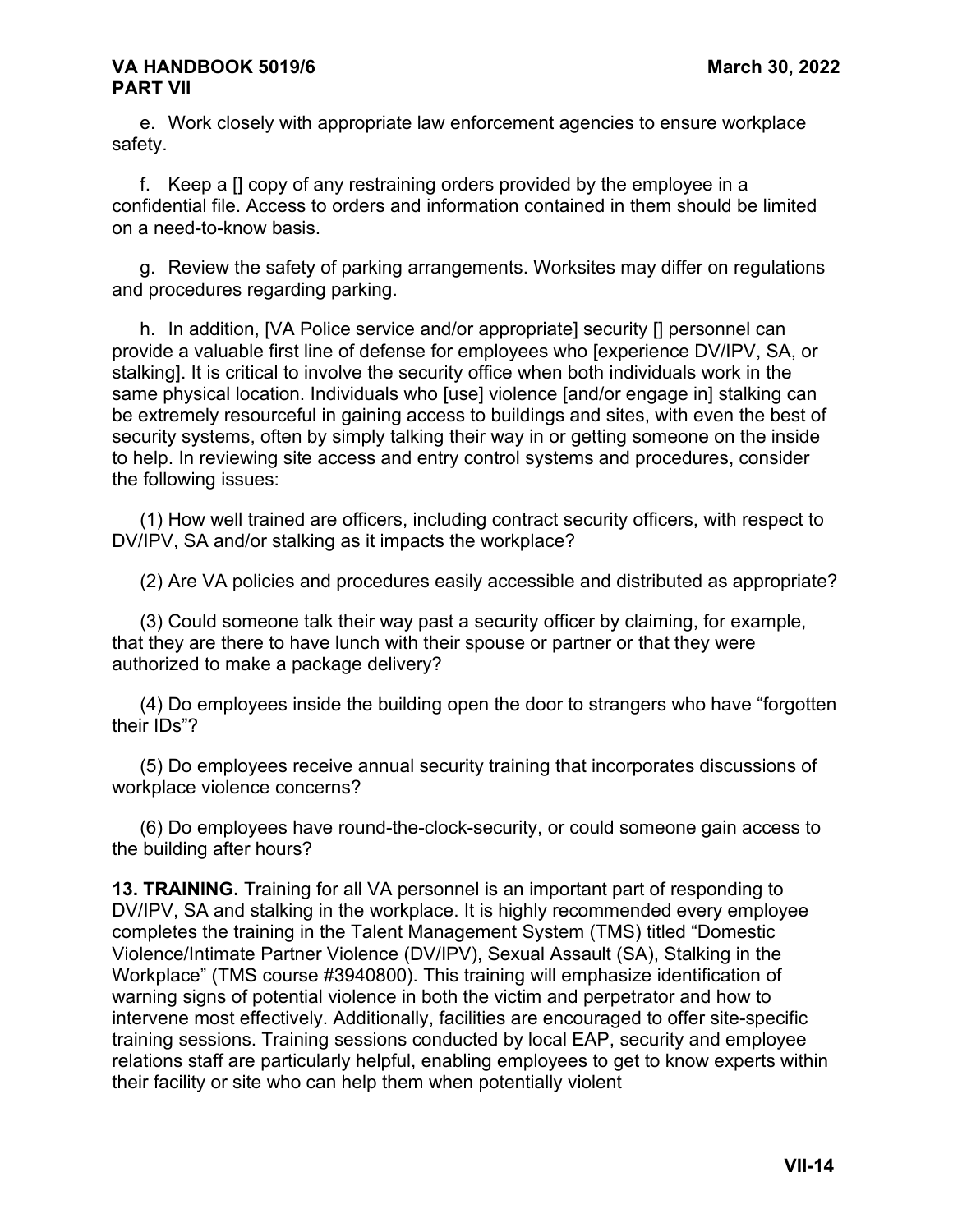e. Work closely with appropriate law enforcement agencies to ensure workplace safety.

f. Keep a [] copy of any restraining orders provided by the employee in a confidential file. Access to orders and information contained in them should be limited on a need-to-know basis.

g. Review the safety of parking arrangements. Worksites may differ on regulations and procedures regarding parking.

h. In addition, [VA Police service and/or appropriate] security [] personnel can provide a valuable first line of defense for employees who [experience DV/IPV, SA, or stalking]. It is critical to involve the security office when both individuals work in the same physical location. Individuals who [use] violence [and/or engage in] stalking can be extremely resourceful in gaining access to buildings and sites, with even the best of security systems, often by simply talking their way in or getting someone on the inside to help. In reviewing site access and entry control systems and procedures, consider the following issues:

(1) How well trained are officers, including contract security officers, with respect to DV/IPV, SA and/or stalking as it impacts the workplace?

(2) Are VA policies and procedures easily accessible and distributed as appropriate?

(3) Could someone talk their way past a security officer by claiming, for example, that they are there to have lunch with their spouse or partner or that they were authorized to make a package delivery?

(4) Do employees inside the building open the door to strangers who have "forgotten their IDs"?

(5) Do employees receive annual security training that incorporates discussions of workplace violence concerns?

(6) Do employees have round-the-clock-security, or could someone gain access to the building after hours?

**13. TRAINING.** Training for all VA personnel is an important part of responding to DV/IPV, SA and stalking in the workplace. It is highly recommended every employee completes the training in the Talent Management System (TMS) titled "Domestic Violence/Intimate Partner Violence (DV/IPV), Sexual Assault (SA), Stalking in the Workplace" (TMS course #3940800). This training will emphasize identification of warning signs of potential violence in both the victim and perpetrator and how to intervene most effectively. Additionally, facilities are encouraged to offer site-specific training sessions. Training sessions conducted by local EAP, security and employee relations staff are particularly helpful, enabling employees to get to know experts within their facility or site who can help them when potentially violent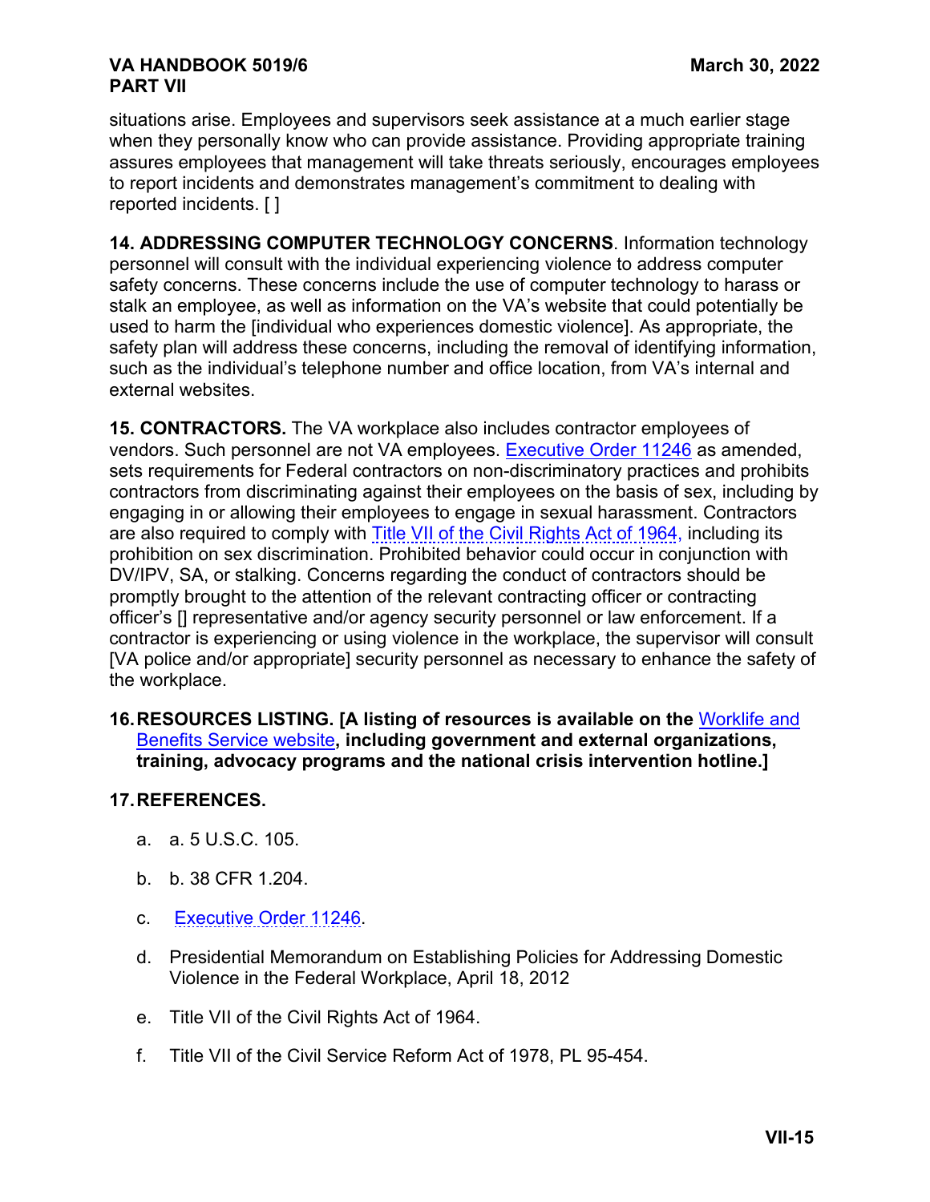situations arise. Employees and supervisors seek assistance at a much earlier stage when they personally know who can provide assistance. Providing appropriate training assures employees that management will take threats seriously, encourages employees to report incidents and demonstrates management's commitment to dealing with reported incidents. [ ]

**14. ADDRESSING COMPUTER TECHNOLOGY CONCERNS**. Information technology personnel will consult with the individual experiencing violence to address computer safety concerns. These concerns include the use of computer technology to harass or stalk an employee, as well as information on the VA's website that could potentially be used to harm the [individual who experiences domestic violence]. As appropriate, the safety plan will address these concerns, including the removal of identifying information, such as the individual's telephone number and office location, from VA's internal and external websites.

**15. CONTRACTORS.** The VA workplace also includes contractor employees of vendors. Such personnel are not VA employees. Executive Order 11246 as amended, sets requirements for Federal contractors on non-discriminatory practices and prohibits contractors from discriminating against their employees on the basis of sex, including by engaging in or allowing their employees to engage in sexual harassment. Contractors are also required to comply with Title VII of the Civil Rights Act of 1964, including its prohibition on sex discrimination. Prohibited behavior could occur in conjunction with DV/IPV, SA, or stalking. Concerns regarding the conduct of contractors should be promptly brought to the attention of the relevant contracting officer or contracting officer's [] representative and/or agency security personnel or law enforcement. If a contractor is experiencing or using violence in the workplace, the supervisor will consult [VA police and/or appropriate] security personnel as necessary to enhance the safety of the workplace.

**16. RESOURCES LISTING. [A listing of resources is available on the Worklife and Benefits Service website, including government and external organizations, training, advocacy programs and the national crisis intervention hotline.]**

**17. REFERENCES.**

a. a. 5 U.S.C. 105.

b. b. 38 CFR 1.204.

c. Executive Order 11246.

d. Presidential Memorandum on Establishing Policies for Addressing Domestic Violence in the Federal Workplace, April 18, 2012

e. Title VII of the Civil Rights Act of 1964.

f. Title VII of the Civil Service Reform Act of 1978, PL 95-454.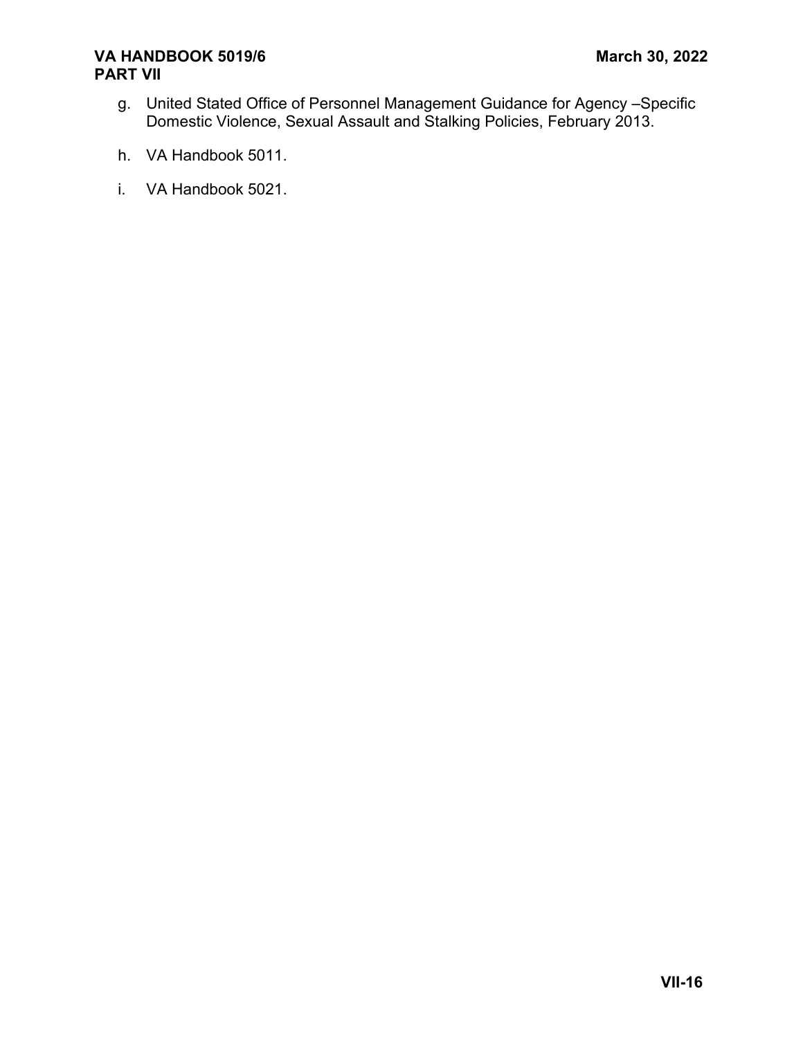g. United Stated Office of Personnel Management Guidance for Agency –Specific Domestic Violence, Sexual Assault and Stalking Policies, February 2013.

h. VA Handbook 5011.

i. VA Handbook 5021.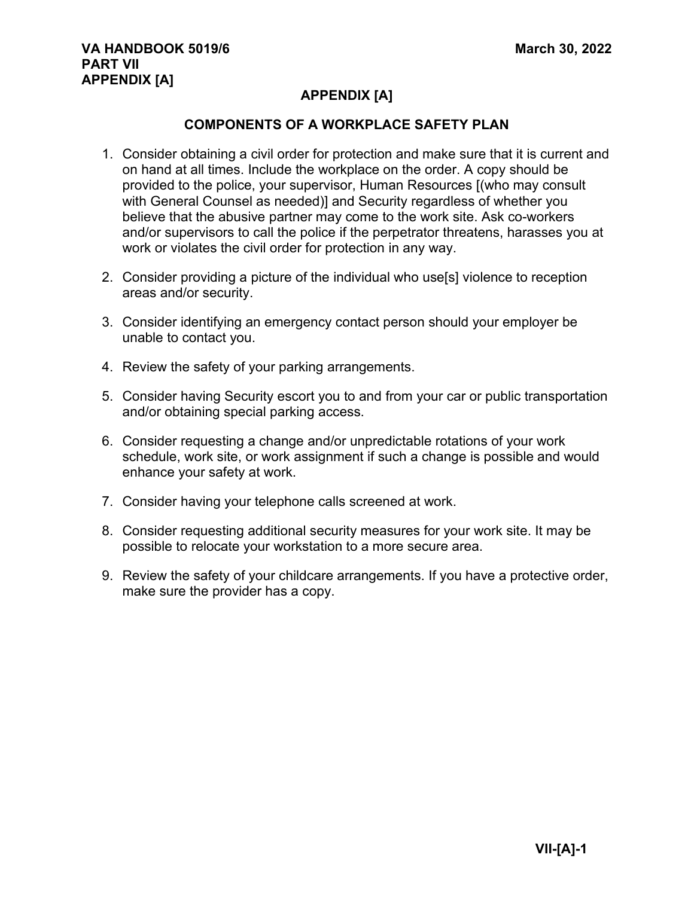# APPENDIX [A]

## COMPONENTS OF A WORKPLACE SAFETY PLAN

1. Consider obtaining a civil order for protection and make sure that it is current and on hand at all times. Include the workplace on the order. A copy should be provided to the police, your supervisor, Human Resources [(who may consult with General Counsel as needed)] and Security regardless of whether you believe that the abusive partner may come to the work site. Ask co-workers and/or supervisors to call the police if the perpetrator threatens, harasses you at work or violates the civil order for protection in any way.

2. Consider providing a picture of the individual who use[s] violence to reception areas and/or security.

3. Consider identifying an emergency contact person should your employer be unable to contact you.

4. Review the safety of your parking arrangements.

5. Consider having Security escort you to and from your car or public transportation and/or obtaining special parking access.

6. Consider requesting a change and/or unpredictable rotations of your work schedule, work site, or work assignment if such a change is possible and would enhance your safety at work.

7. Consider having your telephone calls screened at work.

8. Consider requesting additional security measures for your work site. It may be possible to relocate your workstation to a more secure area.

9. Review the safety of your childcare arrangements. If you have a protective order, make sure the provider has a copy.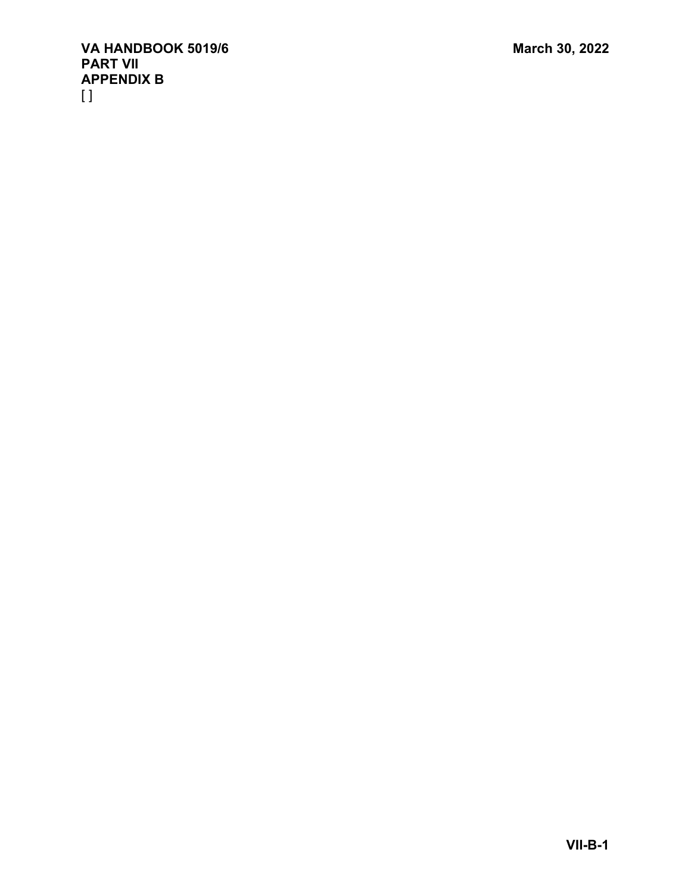**PART VII**
**APPENDIX B**

[ ]